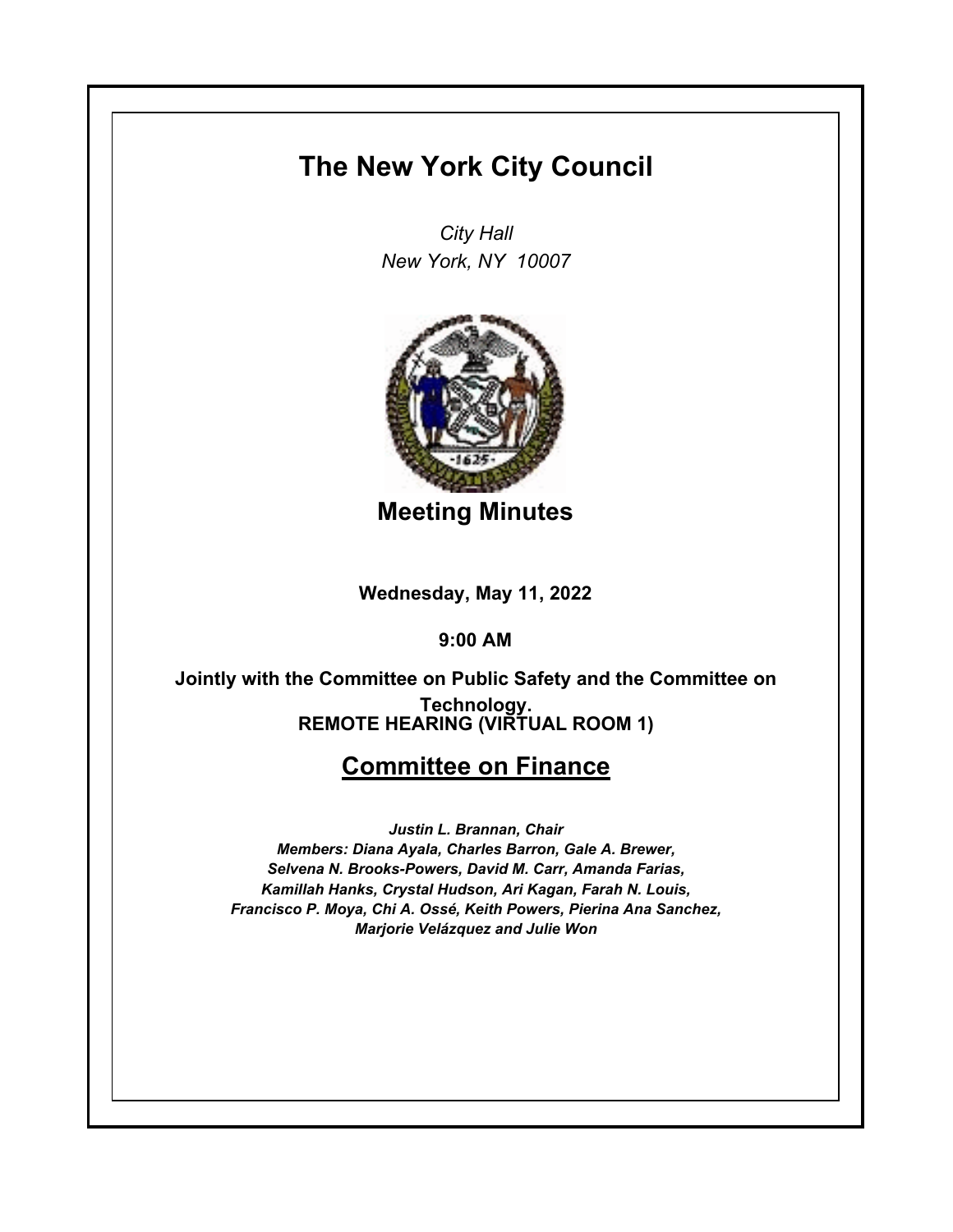# The New York City Council

*City Hall*
*New York, NY 10007*

## Meeting Minutes

**Wednesday, May 11, 2022**

**9:00 AM**

**Jointly with the Committee on Public Safety and the Committee on Technology.**
**REMOTE HEARING (VIRTUAL ROOM 1)**

## Committee on Finance

***Justin L. Brannan, Chair***
***Members: Diana Ayala, Charles Barron, Gale A. Brewer, Selvena N. Brooks-Powers, David M. Carr, Amanda Farias, Kamillah Hanks, Crystal Hudson, Ari Kagan, Farah N. Louis, Francisco P. Moya, Chi A. Ossé, Keith Powers, Pierina Ana Sanchez, Marjorie Velázquez and Julie Won***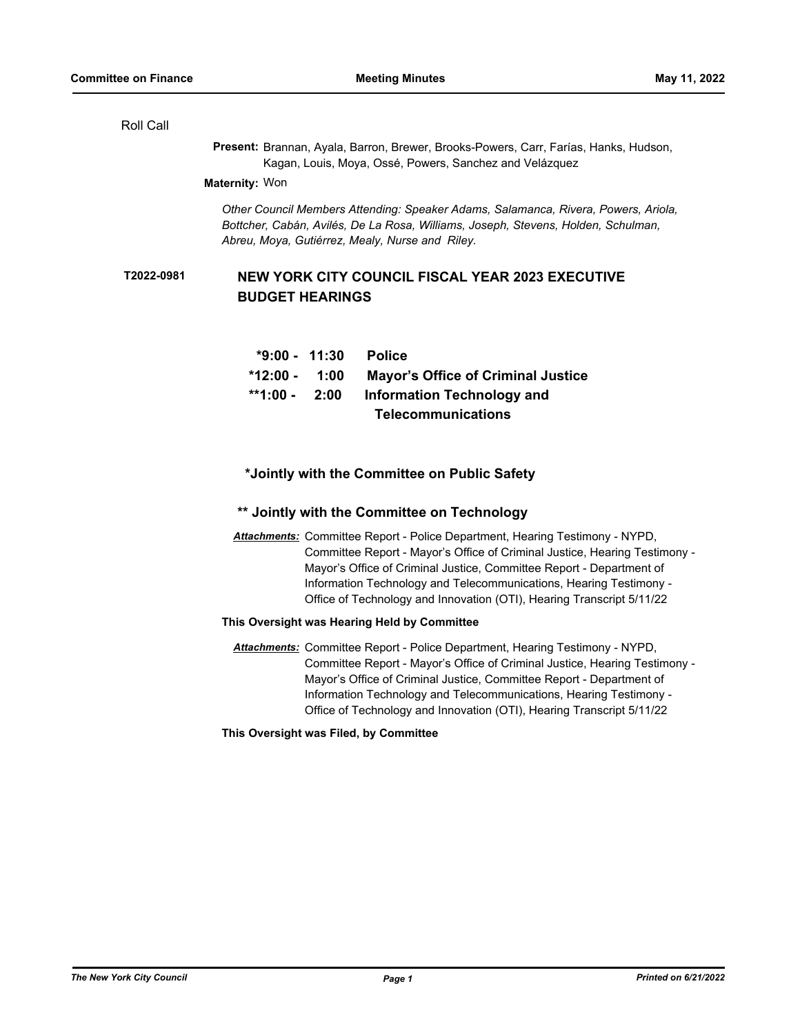Roll Call

**Present:** Brannan, Ayala, Barron, Brewer, Brooks-Powers, Carr, Farías, Hanks, Hudson, Kagan, Louis, Moya, Ossé, Powers, Sanchez and Velázquez

**Maternity:** Won

*Other Council Members Attending: Speaker Adams, Salamanca, Rivera, Powers, Ariola, Bottcher, Cabán, Avilés, De La Rosa, Williams, Joseph, Stevens, Holden, Schulman, Abreu, Moya, Gutiérrez, Mealy, Nurse and Riley.*

**T2022-0981**

## NEW YORK CITY COUNCIL FISCAL YEAR 2023 EXECUTIVE BUDGET HEARINGS

**\*9:00 - 11:30 Police**

**\*12:00 - 1:00 Mayor's Office of Criminal Justice**

**\*\*1:00 - 2:00 Information Technology and Telecommunications**

**\*Jointly with the Committee on Public Safety**

**\*\* Jointly with the Committee on Technology**

***Attachments:*** Committee Report - Police Department, Hearing Testimony - NYPD, Committee Report - Mayor's Office of Criminal Justice, Hearing Testimony - Mayor's Office of Criminal Justice, Committee Report - Department of Information Technology and Telecommunications, Hearing Testimony - Office of Technology and Innovation (OTI), Hearing Transcript 5/11/22

**This Oversight was Hearing Held by Committee**

***Attachments:*** Committee Report - Police Department, Hearing Testimony - NYPD, Committee Report - Mayor's Office of Criminal Justice, Hearing Testimony - Mayor's Office of Criminal Justice, Committee Report - Department of Information Technology and Telecommunications, Hearing Testimony - Office of Technology and Innovation (OTI), Hearing Transcript 5/11/22

**This Oversight was Filed, by Committee**